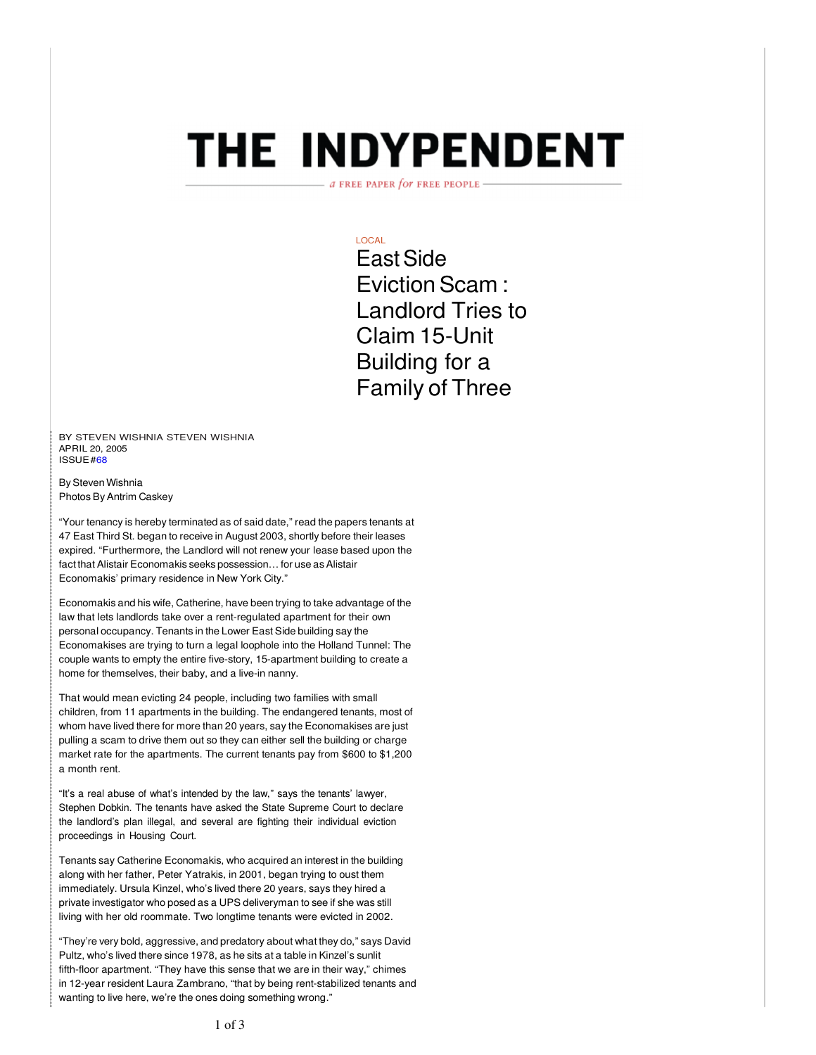# THE INDYPENDENT

a FREE PAPER *for* FREE PEOPLE

LOCAL

## East Side Eviction Scam : Landlord Tries to Claim 15-Unit Building for a Family of Three

BY STEVEN WISHNIA STEVEN WISHNIA
APRIL 20, 2005
ISSUE #68

By Steven Wishnia
Photos By Antrim Caskey

"Your tenancy is hereby terminated as of said date," read the papers tenants at 47 East Third St. began to receive in August 2003, shortly before their leases expired. "Furthermore, the Landlord will not renew your lease based upon the fact that Alistair Economakis seeks possession… for use as Alistair Economakis' primary residence in New York City."

Economakis and his wife, Catherine, have been trying to take advantage of the law that lets landlords take over a rent-regulated apartment for their own personal occupancy. Tenants in the Lower East Side building say the Economakises are trying to turn a legal loophole into the Holland Tunnel: The couple wants to empty the entire five-story, 15-apartment building to create a home for themselves, their baby, and a live-in nanny.

That would mean evicting 24 people, including two families with small children, from 11 apartments in the building. The endangered tenants, most of whom have lived there for more than 20 years, say the Economakises are just pulling a scam to drive them out so they can either sell the building or charge market rate for the apartments. The current tenants pay from $600 to $1,200 a month rent.

"It's a real abuse of what's intended by the law," says the tenants' lawyer, Stephen Dobkin. The tenants have asked the State Supreme Court to declare the landlord's plan illegal, and several are fighting their individual eviction proceedings in Housing Court.

Tenants say Catherine Economakis, who acquired an interest in the building along with her father, Peter Yatrakis, in 2001, began trying to oust them immediately. Ursula Kinzel, who's lived there 20 years, says they hired a private investigator who posed as a UPS deliveryman to see if she was still living with her old roommate. Two longtime tenants were evicted in 2002.

"They're very bold, aggressive, and predatory about what they do," says David Pultz, who's lived there since 1978, as he sits at a table in Kinzel's sunlit fifth-floor apartment. "They have this sense that we are in their way," chimes in 12-year resident Laura Zambrano, "that by being rent-stabilized tenants and wanting to live here, we're the ones doing something wrong."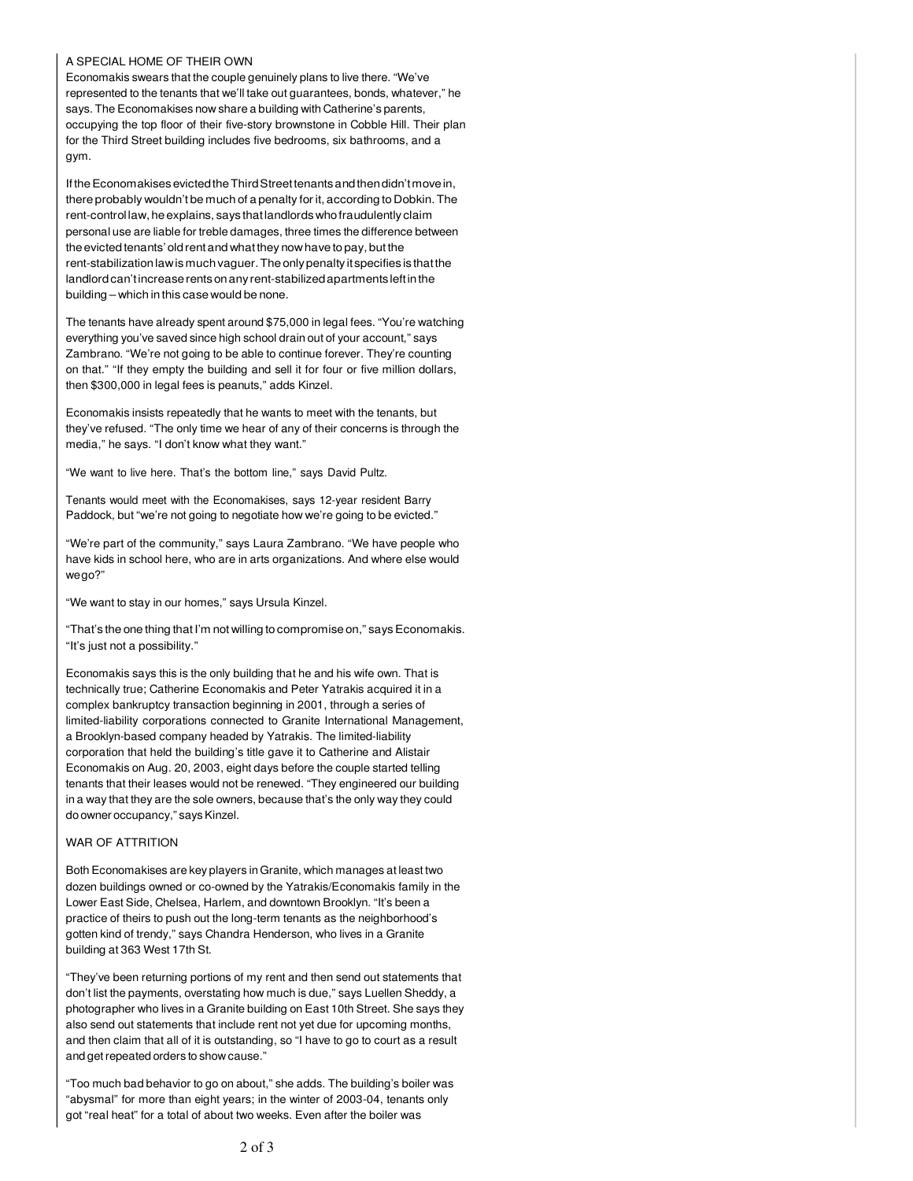## A SPECIAL HOME OF THEIR OWN

Economakis swears that the couple genuinely plans to live there. "We've represented to the tenants that we'll take out guarantees, bonds, whatever," he says. The Economakises now share a building with Catherine's parents, occupying the top floor of their five-story brownstone in Cobble Hill. Their plan for the Third Street building includes five bedrooms, six bathrooms, and a gym.

If the Economakises evicted the Third Street tenants and then didn't move in, there probably wouldn't be much of a penalty for it, according to Dobkin. The rent-control law, he explains, says that landlords who fraudulently claim personal use are liable for treble damages, three times the difference between the evicted tenants' old rent and what they now have to pay, but the rent-stabilization law is much vaguer. The only penalty it specifies is that the landlord can't increase rents on any rent-stabilized apartments left in the building – which in this case would be none.

The tenants have already spent around $75,000 in legal fees. "You're watching everything you've saved since high school drain out of your account," says Zambrano. "We're not going to be able to continue forever. They're counting on that." "If they empty the building and sell it for four or five million dollars, then $300,000 in legal fees is peanuts," adds Kinzel.

Economakis insists repeatedly that he wants to meet with the tenants, but they've refused. "The only time we hear of any of their concerns is through the media," he says. "I don't know what they want."

"We want to live here. That's the bottom line," says David Pultz.

Tenants would meet with the Economakises, says 12-year resident Barry Paddock, but "we're not going to negotiate how we're going to be evicted."

"We're part of the community," says Laura Zambrano. "We have people who have kids in school here, who are in arts organizations. And where else would we go?"

"We want to stay in our homes," says Ursula Kinzel.

"That's the one thing that I'm not willing to compromise on," says Economakis. "It's just not a possibility."

Economakis says this is the only building that he and his wife own. That is technically true; Catherine Economakis and Peter Yatrakis acquired it in a complex bankruptcy transaction beginning in 2001, through a series of limited-liability corporations connected to Granite International Management, a Brooklyn-based company headed by Yatrakis. The limited-liability corporation that held the building's title gave it to Catherine and Alistair Economakis on Aug. 20, 2003, eight days before the couple started telling tenants that their leases would not be renewed. "They engineered our building in a way that they are the sole owners, because that's the only way they could do owner occupancy," says Kinzel.

## WAR OF ATTRITION

Both Economakises are key players in Granite, which manages at least two dozen buildings owned or co-owned by the Yatrakis/Economakis family in the Lower East Side, Chelsea, Harlem, and downtown Brooklyn. "It's been a practice of theirs to push out the long-term tenants as the neighborhood's gotten kind of trendy," says Chandra Henderson, who lives in a Granite building at 363 West 17th St.

"They've been returning portions of my rent and then send out statements that don't list the payments, overstating how much is due," says Luellen Sheddy, a photographer who lives in a Granite building on East 10th Street. She says they also send out statements that include rent not yet due for upcoming months, and then claim that all of it is outstanding, so "I have to go to court as a result and get repeated orders to show cause."

"Too much bad behavior to go on about," she adds. The building's boiler was "abysmal" for more than eight years; in the winter of 2003-04, tenants only got "real heat" for a total of about two weeks. Even after the boiler was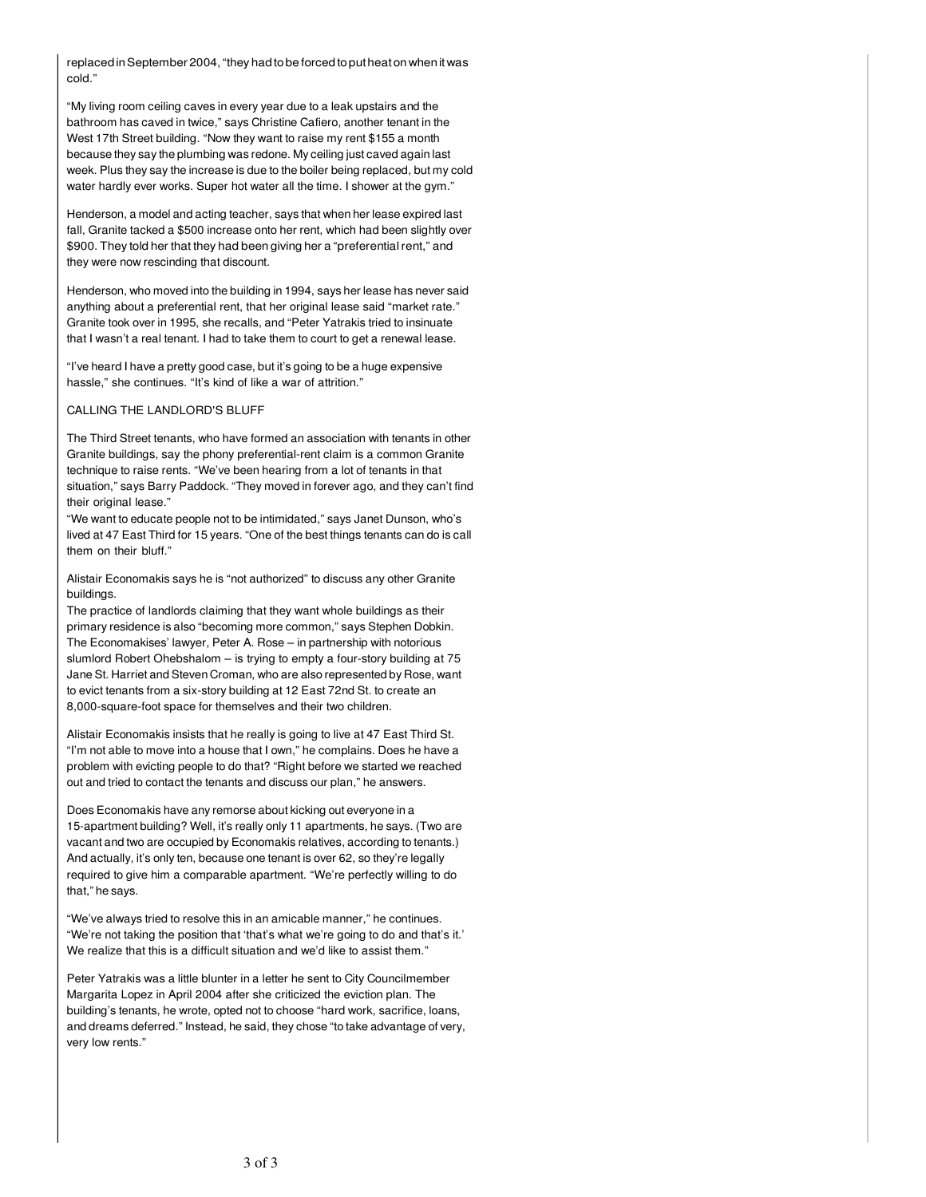replaced in September 2004, "they had to be forced to put heat on when it was cold."

"My living room ceiling caves in every year due to a leak upstairs and the bathroom has caved in twice," says Christine Cafiero, another tenant in the West 17th Street building. "Now they want to raise my rent $155 a month because they say the plumbing was redone. My ceiling just caved again last week. Plus they say the increase is due to the boiler being replaced, but my cold water hardly ever works. Super hot water all the time. I shower at the gym."

Henderson, a model and acting teacher, says that when her lease expired last fall, Granite tacked a $500 increase onto her rent, which had been slightly over $900. They told her that they had been giving her a "preferential rent," and they were now rescinding that discount.

Henderson, who moved into the building in 1994, says her lease has never said anything about a preferential rent, that her original lease said "market rate." Granite took over in 1995, she recalls, and "Peter Yatrakis tried to insinuate that I wasn't a real tenant. I had to take them to court to get a renewal lease.

"I've heard I have a pretty good case, but it's going to be a huge expensive hassle," she continues. "It's kind of like a war of attrition."

CALLING THE LANDLORD'S BLUFF

The Third Street tenants, who have formed an association with tenants in other Granite buildings, say the phony preferential-rent claim is a common Granite technique to raise rents. "We've been hearing from a lot of tenants in that situation," says Barry Paddock. "They moved in forever ago, and they can't find their original lease."

"We want to educate people not to be intimidated," says Janet Dunson, who's lived at 47 East Third for 15 years. "One of the best things tenants can do is call them on their bluff."

Alistair Economakis says he is "not authorized" to discuss any other Granite buildings.

The practice of landlords claiming that they want whole buildings as their primary residence is also "becoming more common," says Stephen Dobkin. The Economakises' lawyer, Peter A. Rose – in partnership with notorious slumlord Robert Ohebshalom – is trying to empty a four-story building at 75 Jane St. Harriet and Steven Croman, who are also represented by Rose, want to evict tenants from a six-story building at 12 East 72nd St. to create an 8,000-square-foot space for themselves and their two children.

Alistair Economakis insists that he really is going to live at 47 East Third St. "I'm not able to move into a house that I own," he complains. Does he have a problem with evicting people to do that? "Right before we started we reached out and tried to contact the tenants and discuss our plan," he answers.

Does Economakis have any remorse about kicking out everyone in a 15-apartment building? Well, it's really only 11 apartments, he says. (Two are vacant and two are occupied by Economakis relatives, according to tenants.) And actually, it's only ten, because one tenant is over 62, so they're legally required to give him a comparable apartment. "We're perfectly willing to do that," he says.

"We've always tried to resolve this in an amicable manner," he continues. "We're not taking the position that 'that's what we're going to do and that's it.' We realize that this is a difficult situation and we'd like to assist them."

Peter Yatrakis was a little blunter in a letter he sent to City Councilmember Margarita Lopez in April 2004 after she criticized the eviction plan. The building's tenants, he wrote, opted not to choose "hard work, sacrifice, loans, and dreams deferred." Instead, he said, they chose "to take advantage of very, very low rents."